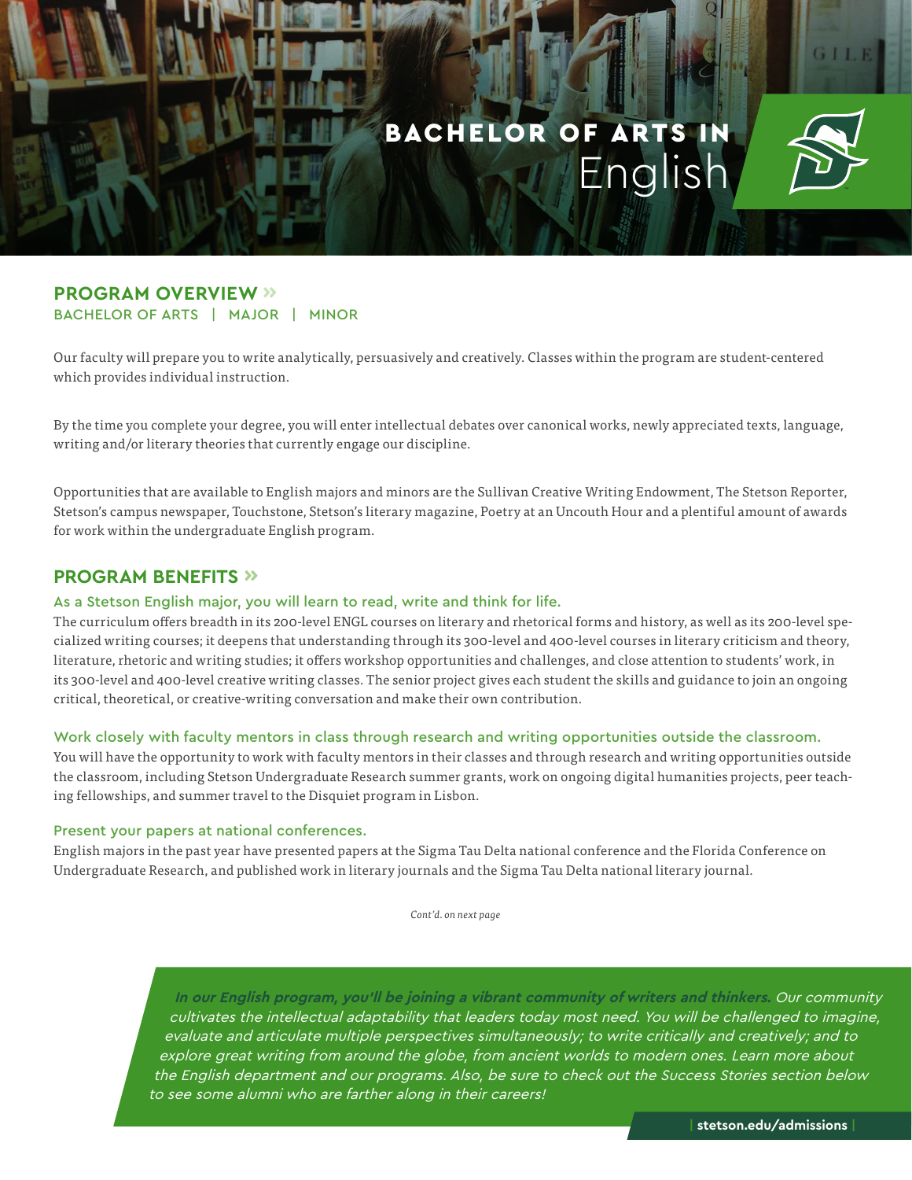# BACHELOR OF ARTS IN English

## PROGRAM OVERVIEW »

BACHELOR OF ARTS | MAJOR | MINOR

Our faculty will prepare you to write analytically, persuasively and creatively. Classes within the program are student-centered which provides individual instruction.

By the time you complete your degree, you will enter intellectual debates over canonical works, newly appreciated texts, language, writing and/or literary theories that currently engage our discipline.

Opportunities that are available to English majors and minors are the Sullivan Creative Writing Endowment, The Stetson Reporter, Stetson's campus newspaper, Touchstone, Stetson's literary magazine, Poetry at an Uncouth Hour and a plentiful amount of awards for work within the undergraduate English program.

## PROGRAM BENEFITS »

### As a Stetson English major, you will learn to read, write and think for life.

The curriculum offers breadth in its 200-level ENGL courses on literary and rhetorical forms and history, as well as its 200-level specialized writing courses; it deepens that understanding through its 300-level and 400-level courses in literary criticism and theory, literature, rhetoric and writing studies; it offers workshop opportunities and challenges, and close attention to students' work, in its 300-level and 400-level creative writing classes. The senior project gives each student the skills and guidance to join an ongoing critical, theoretical, or creative-writing conversation and make their own contribution.

### Work closely with faculty mentors in class through research and writing opportunities outside the classroom.

You will have the opportunity to work with faculty mentors in their classes and through research and writing opportunities outside the classroom, including Stetson Undergraduate Research summer grants, work on ongoing digital humanities projects, peer teaching fellowships, and summer travel to the Disquiet program in Lisbon.

### Present your papers at national conferences.

English majors in the past year have presented papers at the Sigma Tau Delta national conference and the Florida Conference on Undergraduate Research, and published work in literary journals and the Sigma Tau Delta national literary journal.

*Cont'd. on next page*

***In our English program, you'll be joining a vibrant community of writers and thinkers.*** *Our community cultivates the intellectual adaptability that leaders today most need. You will be challenged to imagine, evaluate and articulate multiple perspectives simultaneously; to write critically and creatively; and to explore great writing from around the globe, from ancient worlds to modern ones. Learn more about the English department and our programs. Also, be sure to check out the Success Stories section below to see some alumni who are farther along in their careers!*

**stetson.edu/admissions**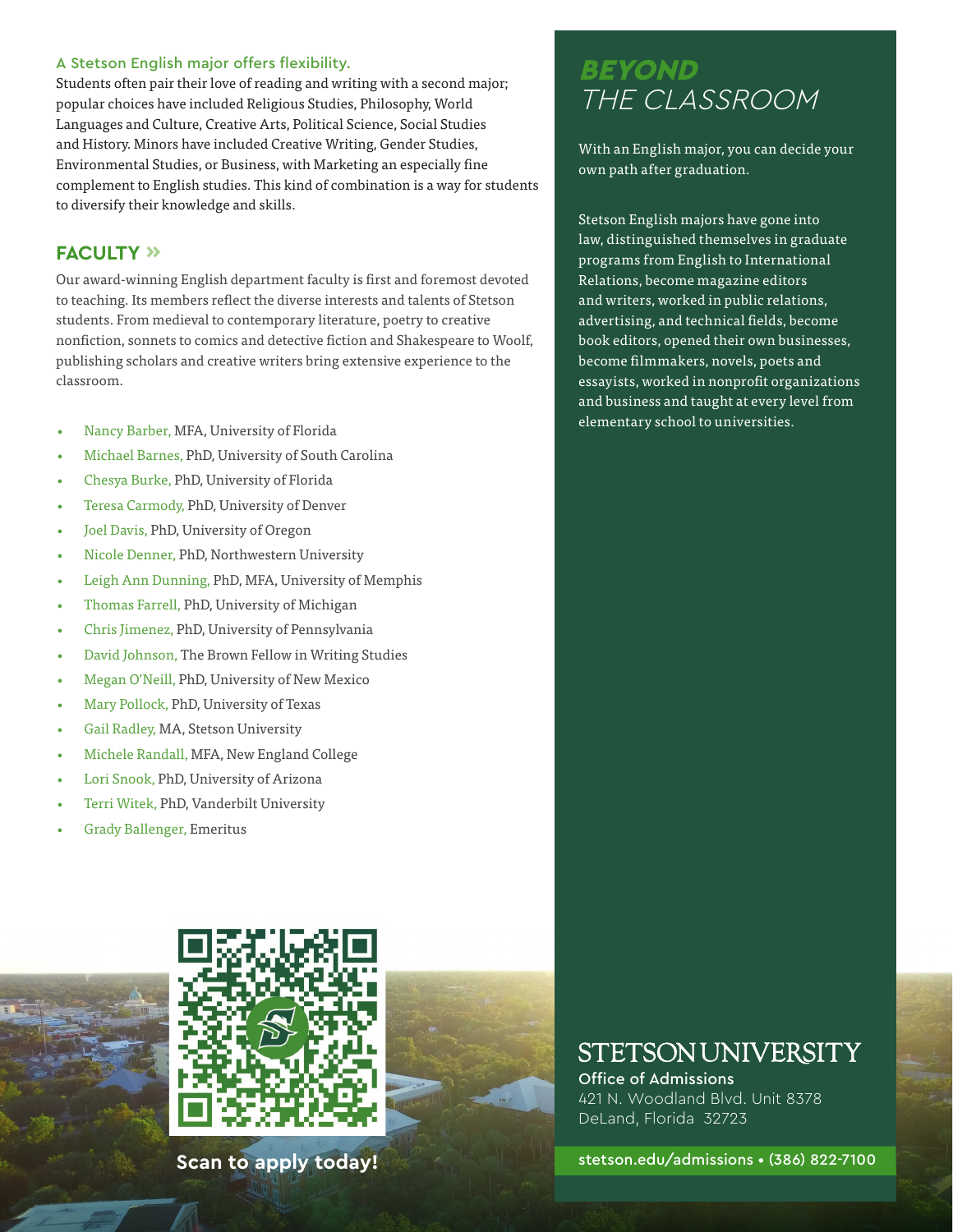A Stetson English major offers flexibility.

Students often pair their love of reading and writing with a second major; popular choices have included Religious Studies, Philosophy, World Languages and Culture, Creative Arts, Political Science, Social Studies and History. Minors have included Creative Writing, Gender Studies, Environmental Studies, or Business, with Marketing an especially fine complement to English studies. This kind of combination is a way for students to diversify their knowledge and skills.

## FACULTY »

Our award-winning English department faculty is first and foremost devoted to teaching. Its members reflect the diverse interests and talents of Stetson students. From medieval to contemporary literature, poetry to creative nonfiction, sonnets to comics and detective fiction and Shakespeare to Woolf, publishing scholars and creative writers bring extensive experience to the classroom.

- Nancy Barber, MFA, University of Florida
- Michael Barnes, PhD, University of South Carolina
- Chesya Burke, PhD, University of Florida
- Teresa Carmody, PhD, University of Denver
- Joel Davis, PhD, University of Oregon
- Nicole Denner, PhD, Northwestern University
- Leigh Ann Dunning, PhD, MFA, University of Memphis
- Thomas Farrell, PhD, University of Michigan
- Chris Jimenez, PhD, University of Pennsylvania
- David Johnson, The Brown Fellow in Writing Studies
- Megan O'Neill, PhD, University of New Mexico
- Mary Pollock, PhD, University of Texas
- Gail Radley, MA, Stetson University
- Michele Randall, MFA, New England College
- Lori Snook, PhD, University of Arizona
- Terri Witek, PhD, Vanderbilt University
- Grady Ballenger, Emeritus

Scan to apply today!

## BEYOND THE CLASSROOM

With an English major, you can decide your own path after graduation.

Stetson English majors have gone into law, distinguished themselves in graduate programs from English to International Relations, become magazine editors and writers, worked in public relations, advertising, and technical fields, become book editors, opened their own businesses, become filmmakers, novels, poets and essayists, worked in nonprofit organizations and business and taught at every level from elementary school to universities.

STETSON UNIVERSITY
Office of Admissions
421 N. Woodland Blvd. Unit 8378
DeLand, Florida 32723

stetson.edu/admissions • (386) 822-7100